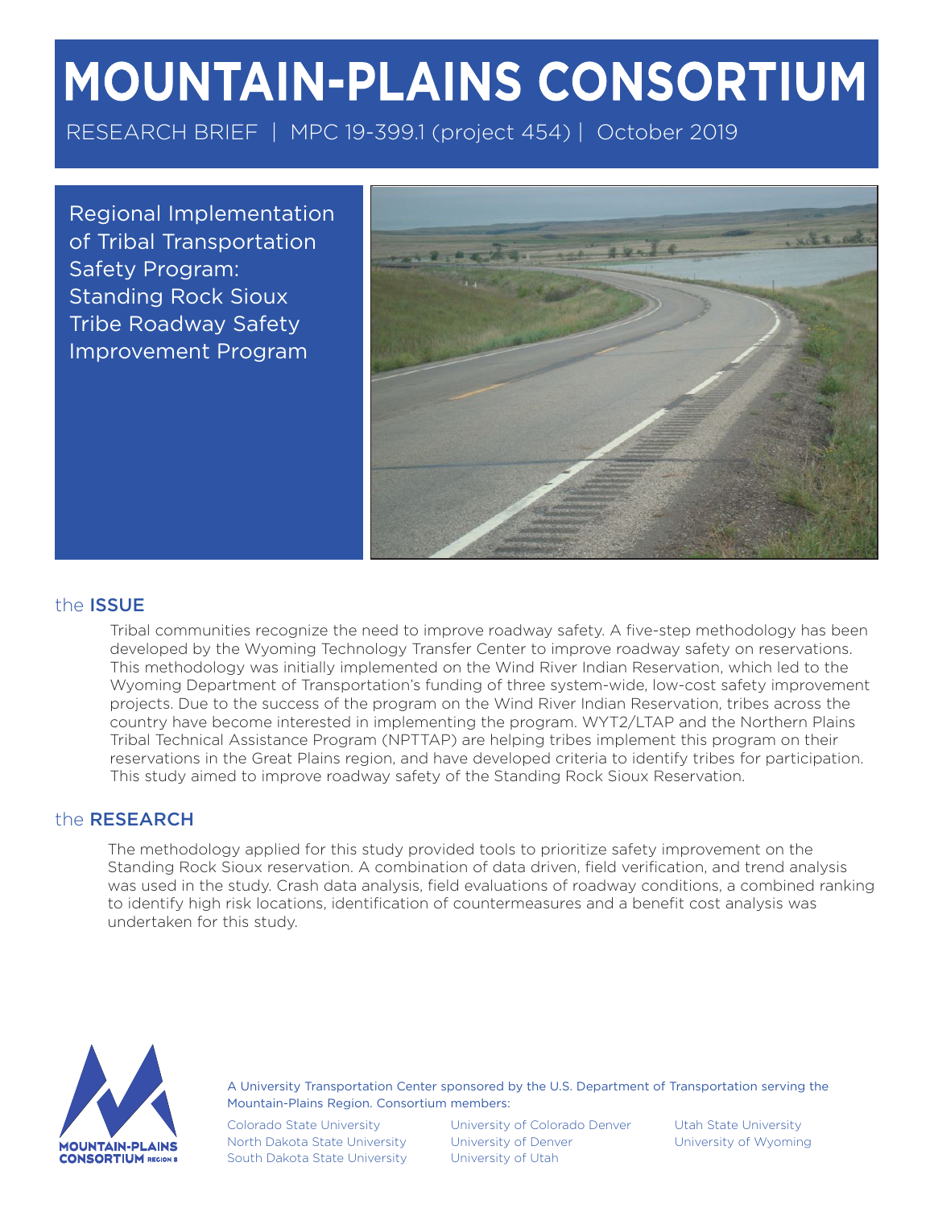# MOUNTAIN-PLAINS CONSORTIUM

RESEARCH BRIEF | MPC 19-399.1 (project 454) | October 2019

## Regional Implementation of Tribal Transportation Safety Program: Standing Rock Sioux Tribe Roadway Safety Improvement Program

## the ISSUE

Tribal communities recognize the need to improve roadway safety. A five-step methodology has been developed by the Wyoming Technology Transfer Center to improve roadway safety on reservations. This methodology was initially implemented on the Wind River Indian Reservation, which led to the Wyoming Department of Transportation's funding of three system-wide, low-cost safety improvement projects. Due to the success of the program on the Wind River Indian Reservation, tribes across the country have become interested in implementing the program. WYT2/LTAP and the Northern Plains Tribal Technical Assistance Program (NPTTAP) are helping tribes implement this program on their reservations in the Great Plains region, and have developed criteria to identify tribes for participation. This study aimed to improve roadway safety of the Standing Rock Sioux Reservation.

## the RESEARCH

The methodology applied for this study provided tools to prioritize safety improvement on the Standing Rock Sioux reservation. A combination of data driven, field verification, and trend analysis was used in the study. Crash data analysis, field evaluations of roadway conditions, a combined ranking to identify high risk locations, identification of countermeasures and a benefit cost analysis was undertaken for this study.

A University Transportation Center sponsored by the U.S. Department of Transportation serving the Mountain-Plains Region. Consortium members:

Colorado State University
North Dakota State University
South Dakota State University
University of Colorado Denver
University of Denver
University of Utah
Utah State University
University of Wyoming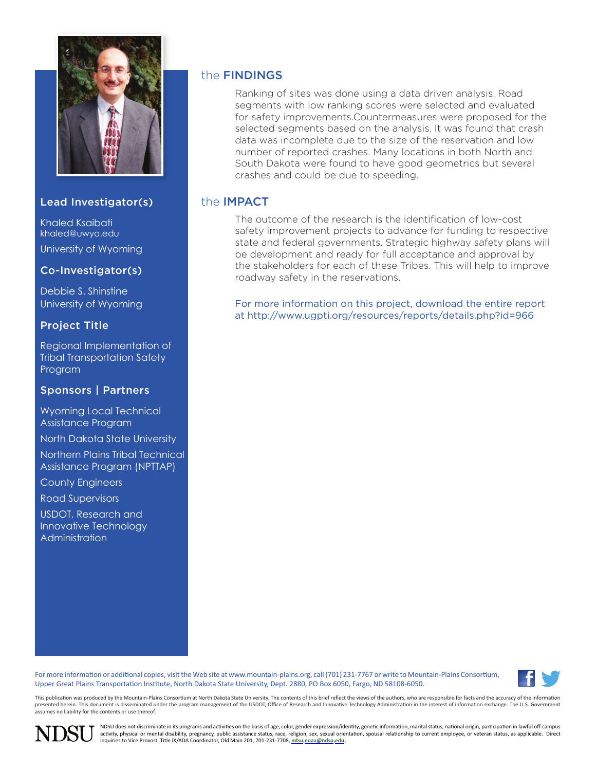## the FINDINGS

Ranking of sites was done using a data driven analysis. Road segments with low ranking scores were selected and evaluated for safety improvements.Countermeasures were proposed for the selected segments based on the analysis. It was found that crash data was incomplete due to the size of the reservation and low number of reported crashes. Many locations in both North and South Dakota were found to have good geometrics but several crashes and could be due to speeding.

## the IMPACT

The outcome of the research is the identification of low-cost safety improvement projects to advance for funding to respective state and federal governments. Strategic highway safety plans will be development and ready for full acceptance and approval by the stakeholders for each of these Tribes. This will help to improve roadway safety in the reservations.

For more information on this project, download the entire report at http://www.ugpti.org/resources/reports/details.php?id=966

### Lead Investigator(s)

Khaled Ksaibati
khaled@uwyo.edu
University of Wyoming

### Co-Investigator(s)

Debbie S. Shinstine
University of Wyoming

### Project Title

Regional Implementation of Tribal Transportation Safety Program

### Sponsors | Partners

Wyoming Local Technical Assistance Program

North Dakota State University

Northern Plains Tribal Technical Assistance Program (NPTTAP)

County Engineers

Road Supervisors

USDOT, Research and Innovative Technology Administration

For more information or additional copies, visit the Web site at www.mountain-plains.org, call (701) 231-7767 or write to Mountain-Plains Consortium, Upper Great Plains Transportation Institute, North Dakota State University, Dept. 2880, PO Box 6050, Fargo, ND 58108-6050.

This publication was produced by the Mountain-Plains Consortium at North Dakota State University. The contents of this brief reflect the views of the authors, who are responsible for facts and the accuracy of the information presented herein. This document is disseminated under the program management of the USDOT, Office of Research and Innovative Technology Administration in the interest of information exchange. The U.S. Government assumes no liability for the contents or use thereof.

NDSU

NDSU does not discriminate in its programs and activities on the basis of age, color, gender expression/identity, genetic information, marital status, national origin, participation in lawful off-campus activity, physical or mental disability, pregnancy, public assistance status, race, religion, sex, sexual orientation, spousal relationship to current employee, or veteran status, as applicable. Direct inquiries to Vice Provost, Title IX/ADA Coordinator, Old Main 201, 701-231-7708, ndsu.eoaa@ndsu.edu.